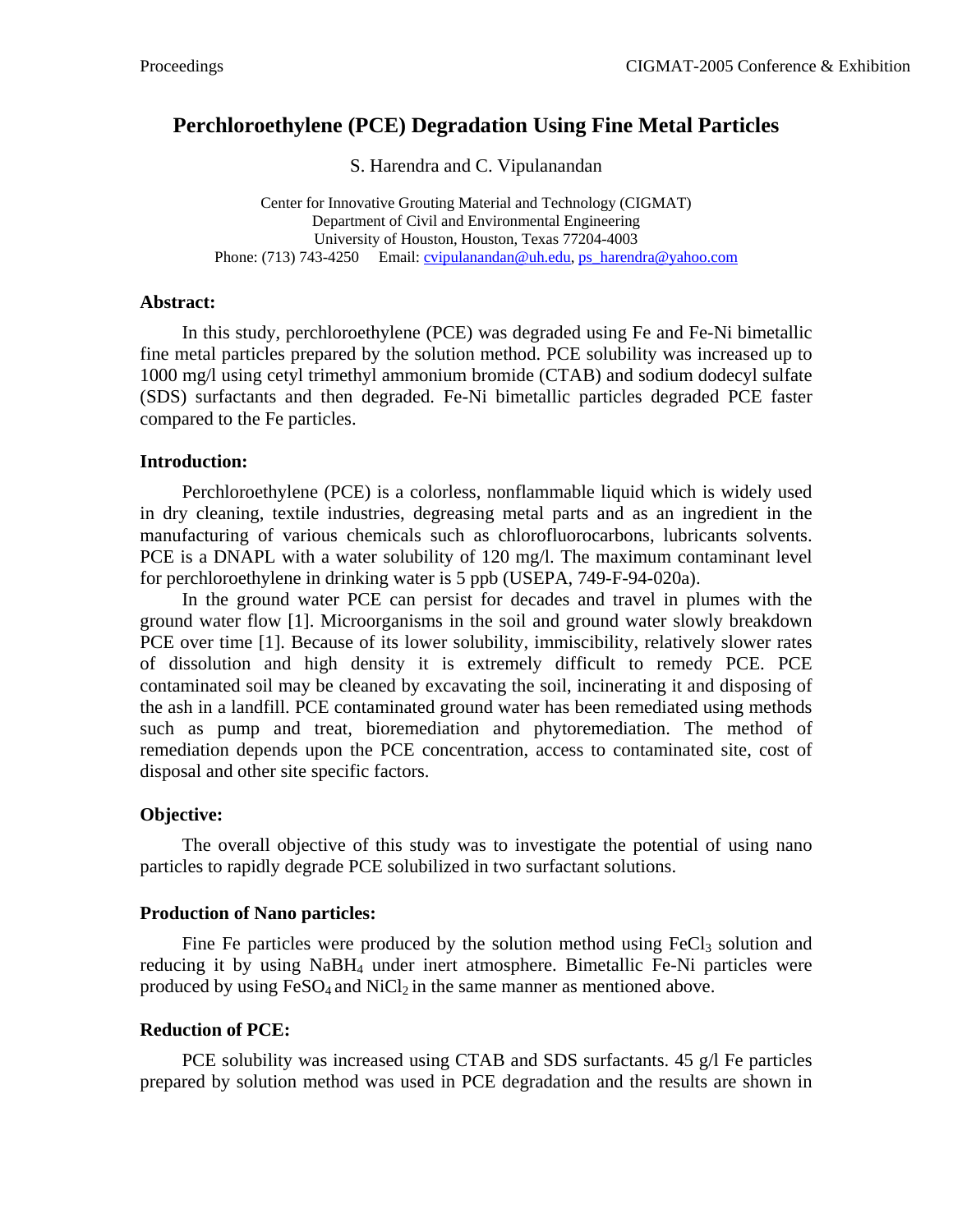# Perchloroethylene (PCE) Degradation Using Fine Metal Particles

S. Harendra and C. Vipulanandan

Center for Innovative Grouting Material and Technology (CIGMAT)
Department of Civil and Environmental Engineering
University of Houston, Houston, Texas 77204-4003
Phone: (713) 743-4250 Email: cvipulanandan@uh.edu, ps_harendra@yahoo.com

## Abstract:

In this study, perchloroethylene (PCE) was degraded using Fe and Fe-Ni bimetallic fine metal particles prepared by the solution method. PCE solubility was increased up to 1000 mg/l using cetyl trimethyl ammonium bromide (CTAB) and sodium dodecyl sulfate (SDS) surfactants and then degraded. Fe-Ni bimetallic particles degraded PCE faster compared to the Fe particles.

## Introduction:

Perchloroethylene (PCE) is a colorless, nonflammable liquid which is widely used in dry cleaning, textile industries, degreasing metal parts and as an ingredient in the manufacturing of various chemicals such as chlorofluorocarbons, lubricants solvents. PCE is a DNAPL with a water solubility of 120 mg/l. The maximum contaminant level for perchloroethylene in drinking water is 5 ppb (USEPA, 749-F-94-020a).

In the ground water PCE can persist for decades and travel in plumes with the ground water flow [1]. Microorganisms in the soil and ground water slowly breakdown PCE over time [1]. Because of its lower solubility, immiscibility, relatively slower rates of dissolution and high density it is extremely difficult to remedy PCE. PCE contaminated soil may be cleaned by excavating the soil, incinerating it and disposing of the ash in a landfill. PCE contaminated ground water has been remediated using methods such as pump and treat, bioremediation and phytoremediation. The method of remediation depends upon the PCE concentration, access to contaminated site, cost of disposal and other site specific factors.

## Objective:

The overall objective of this study was to investigate the potential of using nano particles to rapidly degrade PCE solubilized in two surfactant solutions.

## Production of Nano particles:

Fine Fe particles were produced by the solution method using $FeCl_3$ solution and reducing it by using $NaBH_4$ under inert atmosphere. Bimetallic Fe-Ni particles were produced by using $FeSO_4$ and $NiCl_2$ in the same manner as mentioned above.

## Reduction of PCE:

PCE solubility was increased using CTAB and SDS surfactants. 45 g/l Fe particles prepared by solution method was used in PCE degradation and the results are shown in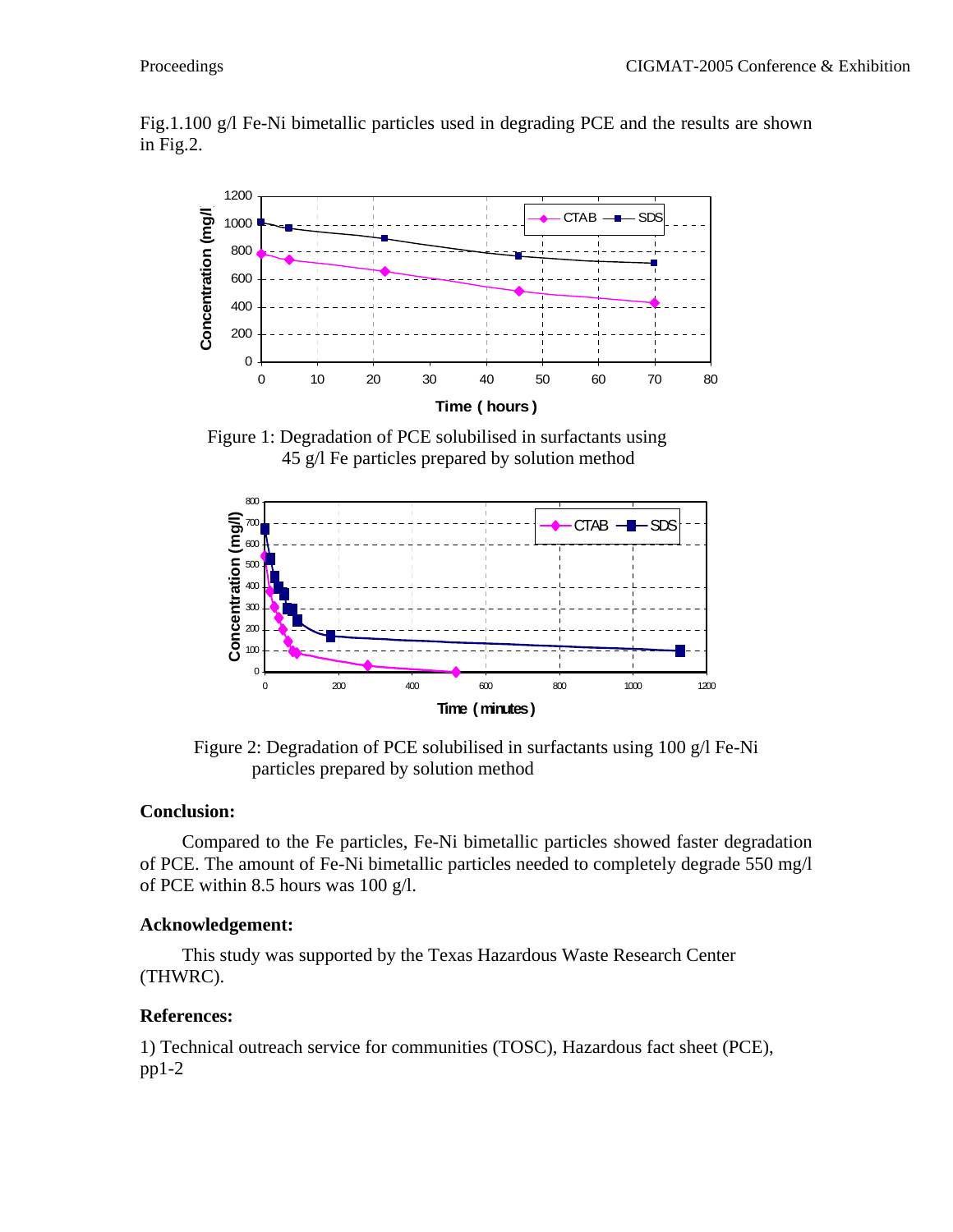Fig.1.100 g/l Fe-Ni bimetallic particles used in degrading PCE and the results are shown in Fig.2.

1200
1000
800
600
400
200
0
Concentration (mg/l
0 10 20 30 40 50 60 70 80
Time ( hours )
CTAB SDS

Figure 1: Degradation of PCE solubilised in surfactants using 45 g/l Fe particles prepared by solution method

800
700
600
500
400
300
200
100
0
Concentration (mg/l)
0 200 400 600 800 1000 1200
Time ( minutes )
CTAB SDS

Figure 2: Degradation of PCE solubilised in surfactants using 100 g/l Fe-Ni particles prepared by solution method

**Conclusion:**

Compared to the Fe particles, Fe-Ni bimetallic particles showed faster degradation of PCE. The amount of Fe-Ni bimetallic particles needed to completely degrade 550 mg/l of PCE within 8.5 hours was 100 g/l.

**Acknowledgement:**

This study was supported by the Texas Hazardous Waste Research Center (THWRC).

**References:**

1) Technical outreach service for communities (TOSC), Hazardous fact sheet (PCE), pp1-2